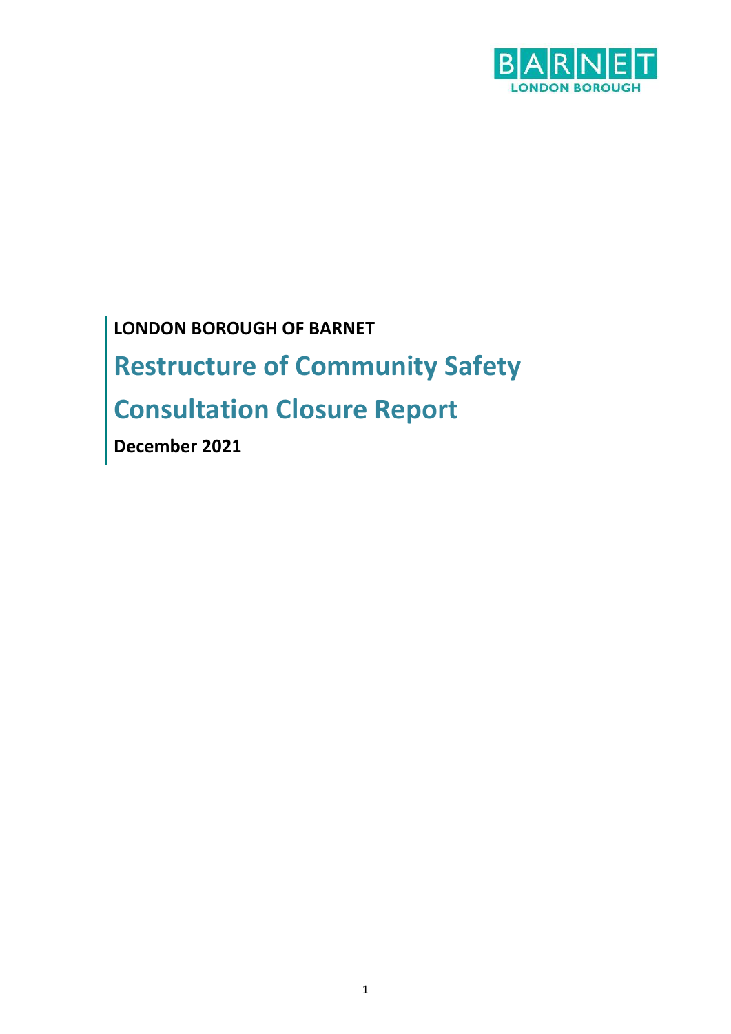**LONDON BOROUGH OF BARNET**

# Restructure of Community Safety

# Consultation Closure Report

**December 2021**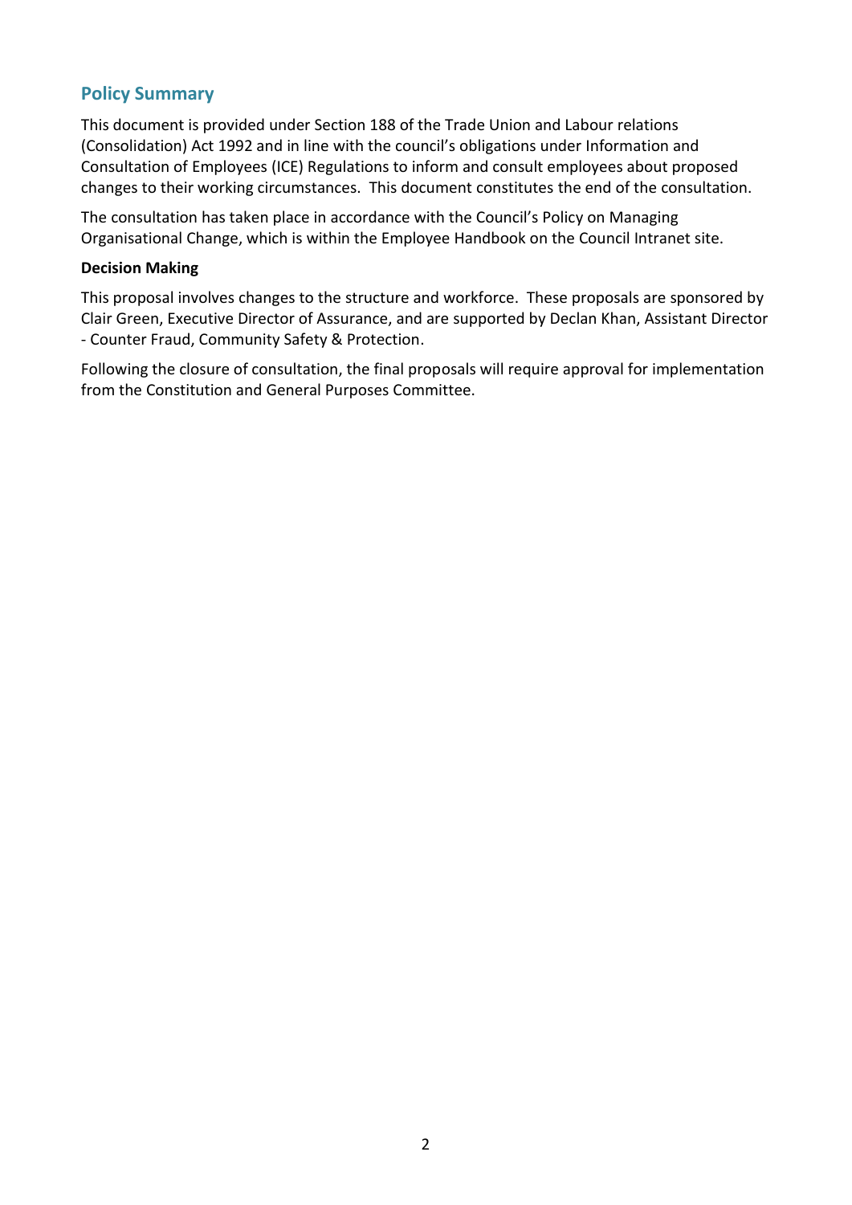## Policy Summary

This document is provided under Section 188 of the Trade Union and Labour relations (Consolidation) Act 1992 and in line with the council's obligations under Information and Consultation of Employees (ICE) Regulations to inform and consult employees about proposed changes to their working circumstances. This document constitutes the end of the consultation.

The consultation has taken place in accordance with the Council's Policy on Managing Organisational Change, which is within the Employee Handbook on the Council Intranet site.

**Decision Making**

This proposal involves changes to the structure and workforce. These proposals are sponsored by Clair Green, Executive Director of Assurance, and are supported by Declan Khan, Assistant Director - Counter Fraud, Community Safety & Protection.

Following the closure of consultation, the final proposals will require approval for implementation from the Constitution and General Purposes Committee.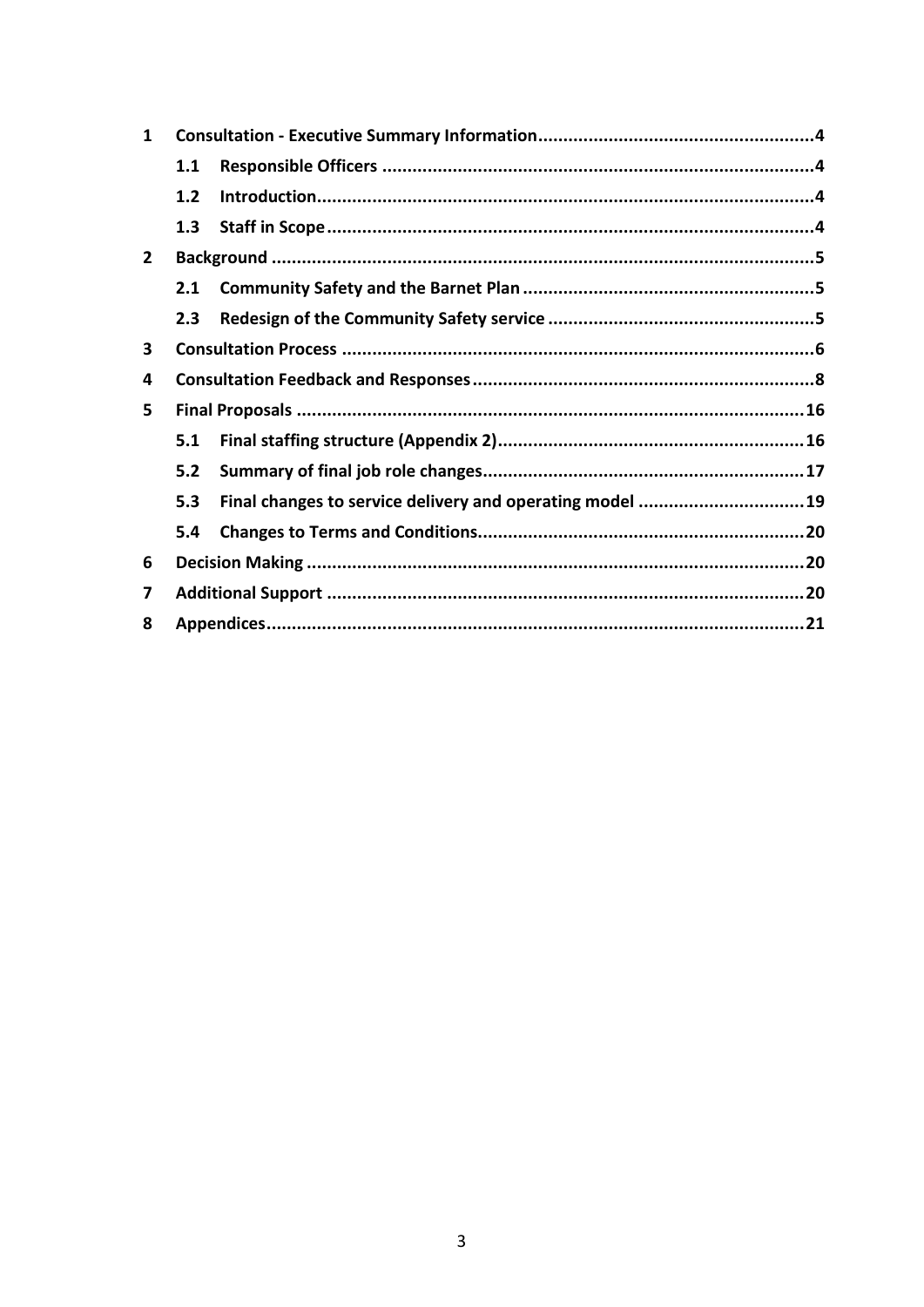| | | | |
|---|---|---|---|
| **1** | **Consultation - Executive Summary Information** | | **4** |
| | **1.1** | **Responsible Officers** | **4** |
| | **1.2** | **Introduction** | **4** |
| | **1.3** | **Staff in Scope** | **4** |
| **2** | **Background** | | **5** |
| | **2.1** | **Community Safety and the Barnet Plan** | **5** |
| | **2.3** | **Redesign of the Community Safety service** | **5** |
| **3** | **Consultation Process** | | **6** |
| **4** | **Consultation Feedback and Responses** | | **8** |
| **5** | **Final Proposals** | | **16** |
| | **5.1** | **Final staffing structure (Appendix 2)** | **16** |
| | **5.2** | **Summary of final job role changes** | **17** |
| | **5.3** | **Final changes to service delivery and operating model** | **19** |
| | **5.4** | **Changes to Terms and Conditions** | **20** |
| **6** | **Decision Making** | | **20** |
| **7** | **Additional Support** | | **20** |
| **8** | **Appendices** | | **21** |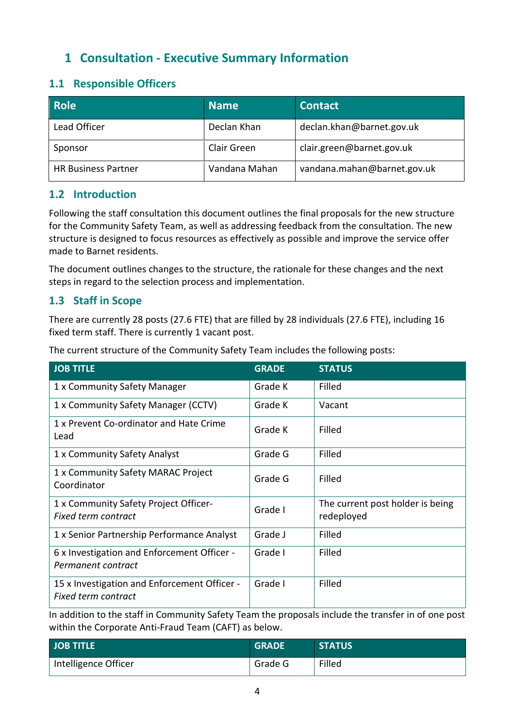# 1 Consultation - Executive Summary Information

## 1.1 Responsible Officers

| Role | Name | Contact |
|---|---|---|
| Lead Officer | Declan Khan | declan.khan@barnet.gov.uk |
| Sponsor | Clair Green | clair.green@barnet.gov.uk |
| HR Business Partner | Vandana Mahan | vandana.mahan@barnet.gov.uk |

## 1.2 Introduction

Following the staff consultation this document outlines the final proposals for the new structure for the Community Safety Team, as well as addressing feedback from the consultation. The new structure is designed to focus resources as effectively as possible and improve the service offer made to Barnet residents.

The document outlines changes to the structure, the rationale for these changes and the next steps in regard to the selection process and implementation.

## 1.3 Staff in Scope

There are currently 28 posts (27.6 FTE) that are filled by 28 individuals (27.6 FTE), including 16 fixed term staff. There is currently 1 vacant post.

The current structure of the Community Safety Team includes the following posts:

| JOB TITLE | GRADE | STATUS |
|---|---|---|
| 1 x Community Safety Manager | Grade K | Filled |
| 1 x Community Safety Manager (CCTV) | Grade K | Vacant |
| 1 x Prevent Co-ordinator and Hate Crime Lead | Grade K | Filled |
| 1 x Community Safety Analyst | Grade G | Filled |
| 1 x Community Safety MARAC Project Coordinator | Grade G | Filled |
| 1 x Community Safety Project Officer- *Fixed term contract* | Grade I | The current post holder is being redeployed |
| 1 x Senior Partnership Performance Analyst | Grade J | Filled |
| 6 x Investigation and Enforcement Officer - *Permanent contract* | Grade I | Filled |
| 15 x Investigation and Enforcement Officer - *Fixed term contract* | Grade I | Filled |

In addition to the staff in Community Safety Team the proposals include the transfer in of one post within the Corporate Anti-Fraud Team (CAFT) as below.

| JOB TITLE | GRADE | STATUS |
|---|---|---|
| Intelligence Officer | Grade G | Filled |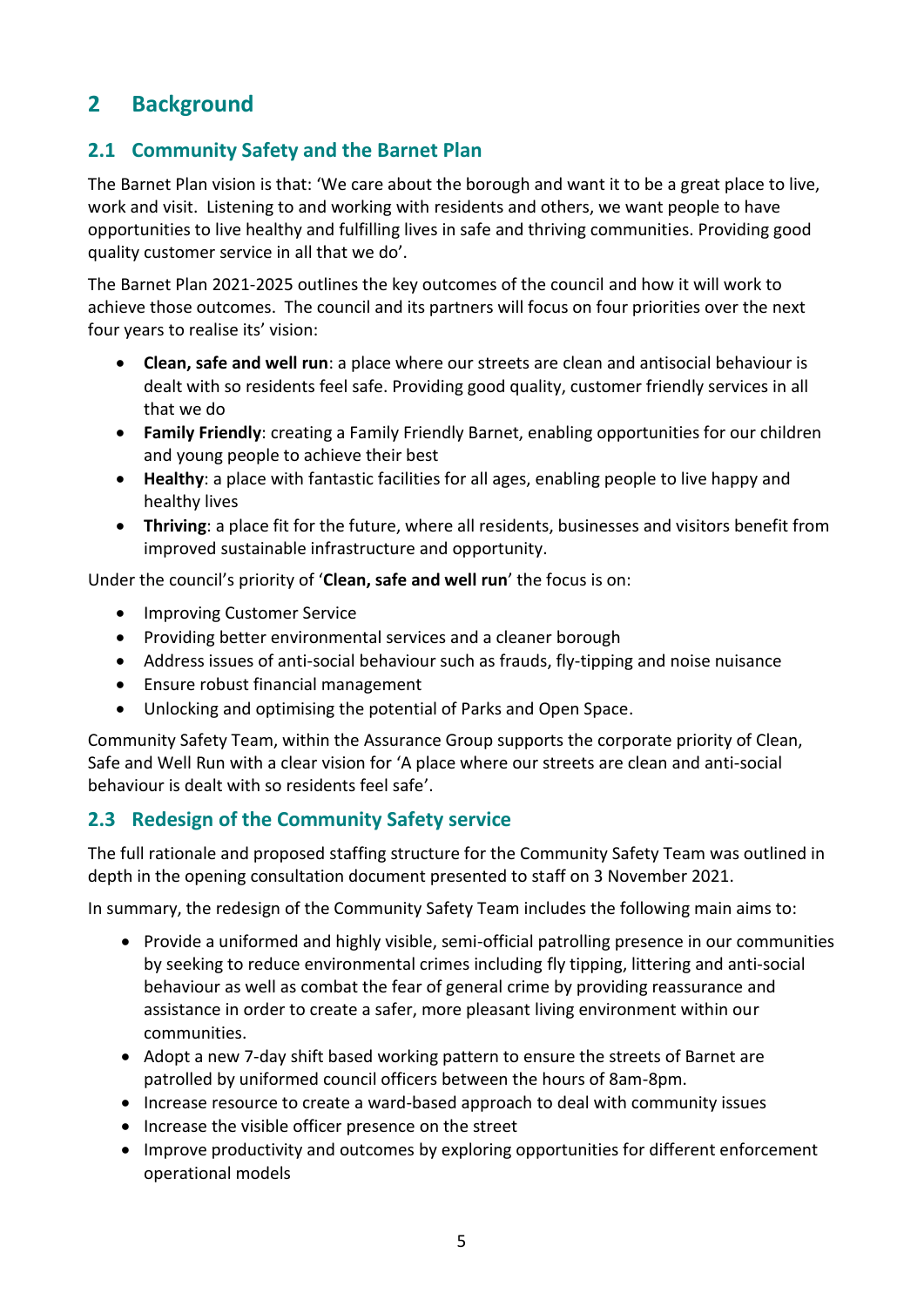# 2 Background

## 2.1 Community Safety and the Barnet Plan

The Barnet Plan vision is that: 'We care about the borough and want it to be a great place to live, work and visit. Listening to and working with residents and others, we want people to have opportunities to live healthy and fulfilling lives in safe and thriving communities. Providing good quality customer service in all that we do'.

The Barnet Plan 2021-2025 outlines the key outcomes of the council and how it will work to achieve those outcomes. The council and its partners will focus on four priorities over the next four years to realise its' vision:

- **Clean, safe and well run**: a place where our streets are clean and antisocial behaviour is dealt with so residents feel safe. Providing good quality, customer friendly services in all that we do
- **Family Friendly**: creating a Family Friendly Barnet, enabling opportunities for our children and young people to achieve their best
- **Healthy**: a place with fantastic facilities for all ages, enabling people to live happy and healthy lives
- **Thriving**: a place fit for the future, where all residents, businesses and visitors benefit from improved sustainable infrastructure and opportunity.

Under the council's priority of '**Clean, safe and well run**' the focus is on:

- Improving Customer Service
- Providing better environmental services and a cleaner borough
- Address issues of anti-social behaviour such as frauds, fly-tipping and noise nuisance
- Ensure robust financial management
- Unlocking and optimising the potential of Parks and Open Space.

Community Safety Team, within the Assurance Group supports the corporate priority of Clean, Safe and Well Run with a clear vision for 'A place where our streets are clean and anti-social behaviour is dealt with so residents feel safe'.

## 2.3 Redesign of the Community Safety service

The full rationale and proposed staffing structure for the Community Safety Team was outlined in depth in the opening consultation document presented to staff on 3 November 2021.

In summary, the redesign of the Community Safety Team includes the following main aims to:

- Provide a uniformed and highly visible, semi-official patrolling presence in our communities by seeking to reduce environmental crimes including fly tipping, littering and anti-social behaviour as well as combat the fear of general crime by providing reassurance and assistance in order to create a safer, more pleasant living environment within our communities.
- Adopt a new 7-day shift based working pattern to ensure the streets of Barnet are patrolled by uniformed council officers between the hours of 8am-8pm.
- Increase resource to create a ward-based approach to deal with community issues
- Increase the visible officer presence on the street
- Improve productivity and outcomes by exploring opportunities for different enforcement operational models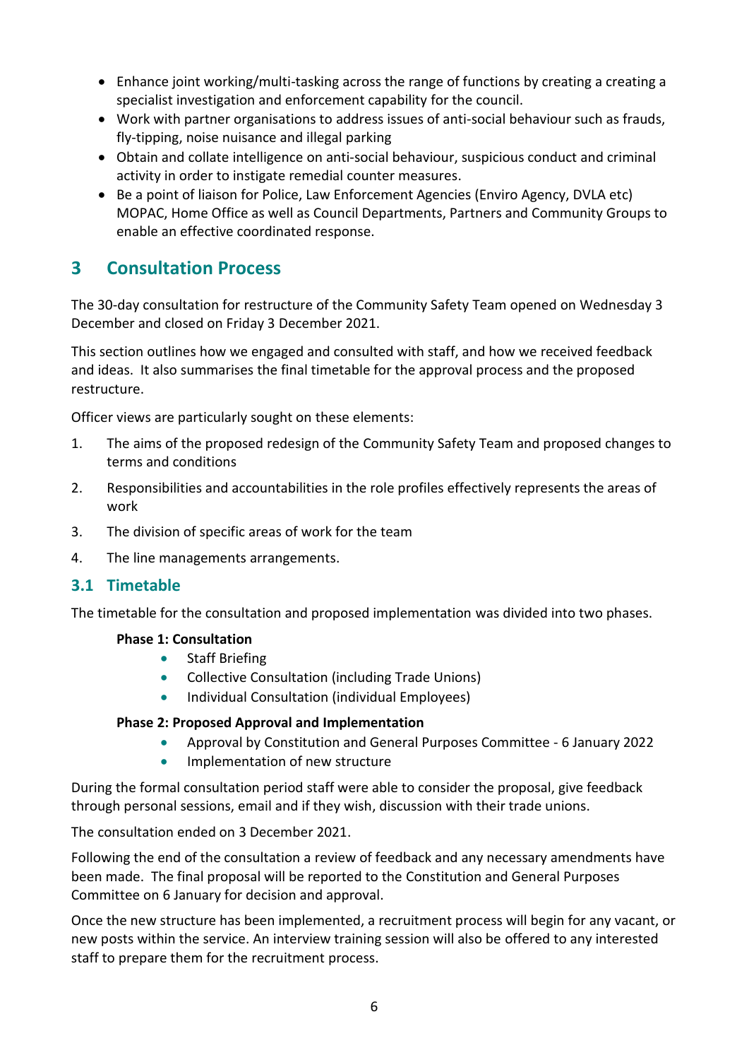- Enhance joint working/multi-tasking across the range of functions by creating a creating a specialist investigation and enforcement capability for the council.
- Work with partner organisations to address issues of anti-social behaviour such as frauds, fly-tipping, noise nuisance and illegal parking
- Obtain and collate intelligence on anti-social behaviour, suspicious conduct and criminal activity in order to instigate remedial counter measures.
- Be a point of liaison for Police, Law Enforcement Agencies (Enviro Agency, DVLA etc) MOPAC, Home Office as well as Council Departments, Partners and Community Groups to enable an effective coordinated response.

## 3 Consultation Process

The 30-day consultation for restructure of the Community Safety Team opened on Wednesday 3 December and closed on Friday 3 December 2021.

This section outlines how we engaged and consulted with staff, and how we received feedback and ideas. It also summarises the final timetable for the approval process and the proposed restructure.

Officer views are particularly sought on these elements:

1. The aims of the proposed redesign of the Community Safety Team and proposed changes to terms and conditions
2. Responsibilities and accountabilities in the role profiles effectively represents the areas of work
3. The division of specific areas of work for the team
4. The line managements arrangements.

### 3.1 Timetable

The timetable for the consultation and proposed implementation was divided into two phases.

**Phase 1: Consultation**

- Staff Briefing
- Collective Consultation (including Trade Unions)
- Individual Consultation (individual Employees)

**Phase 2: Proposed Approval and Implementation**

- Approval by Constitution and General Purposes Committee - 6 January 2022
- Implementation of new structure

During the formal consultation period staff were able to consider the proposal, give feedback through personal sessions, email and if they wish, discussion with their trade unions.

The consultation ended on 3 December 2021.

Following the end of the consultation a review of feedback and any necessary amendments have been made. The final proposal will be reported to the Constitution and General Purposes Committee on 6 January for decision and approval.

Once the new structure has been implemented, a recruitment process will begin for any vacant, or new posts within the service. An interview training session will also be offered to any interested staff to prepare them for the recruitment process.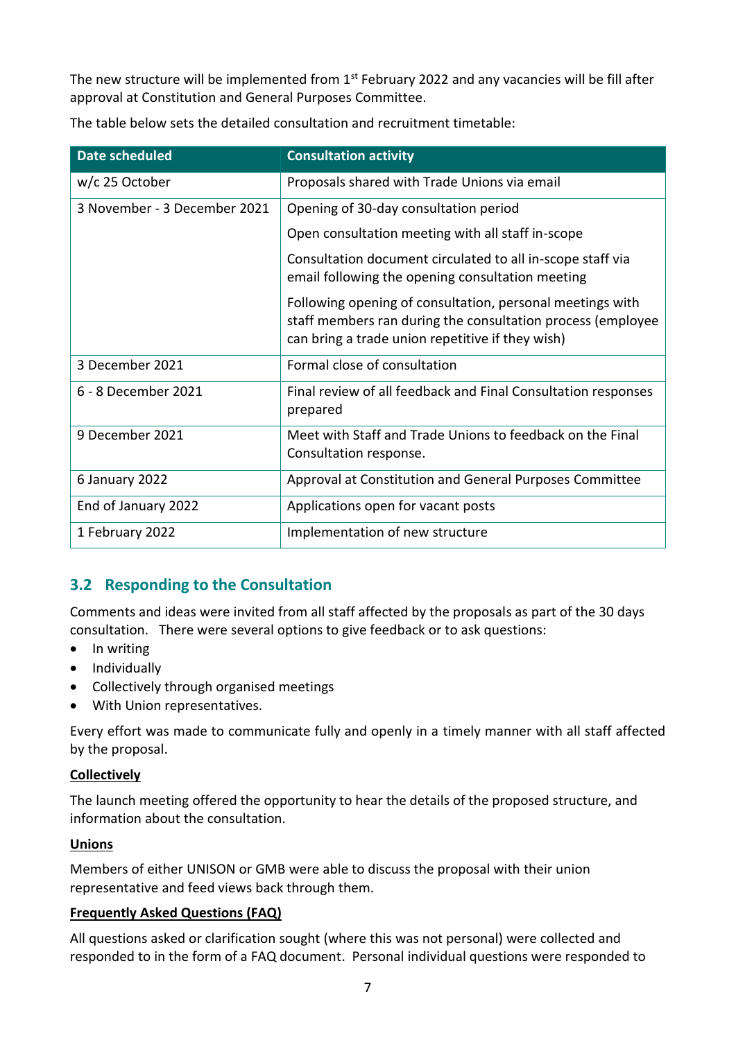The new structure will be implemented from 1st February 2022 and any vacancies will be fill after approval at Constitution and General Purposes Committee.

The table below sets the detailed consultation and recruitment timetable:

| Date scheduled | Consultation activity |
| --- | --- |
| w/c 25 October | Proposals shared with Trade Unions via email |
| 3 November - 3 December 2021 | Opening of 30-day consultation period<br><br>Open consultation meeting with all staff in-scope<br><br>Consultation document circulated to all in-scope staff via email following the opening consultation meeting<br><br>Following opening of consultation, personal meetings with staff members ran during the consultation process (employee can bring a trade union repetitive if they wish) |
| 3 December 2021 | Formal close of consultation |
| 6 - 8 December 2021 | Final review of all feedback and Final Consultation responses prepared |
| 9 December 2021 | Meet with Staff and Trade Unions to feedback on the Final Consultation response. |
| 6 January 2022 | Approval at Constitution and General Purposes Committee |
| End of January 2022 | Applications open for vacant posts |
| 1 February 2022 | Implementation of new structure |

## 3.2 Responding to the Consultation

Comments and ideas were invited from all staff affected by the proposals as part of the 30 days consultation. There were several options to give feedback or to ask questions:

- In writing
- Individually
- Collectively through organised meetings
- With Union representatives.

Every effort was made to communicate fully and openly in a timely manner with all staff affected by the proposal.

**Collectively**

The launch meeting offered the opportunity to hear the details of the proposed structure, and information about the consultation.

**Unions**

Members of either UNISON or GMB were able to discuss the proposal with their union representative and feed views back through them.

**Frequently Asked Questions (FAQ)**

All questions asked or clarification sought (where this was not personal) were collected and responded to in the form of a FAQ document. Personal individual questions were responded to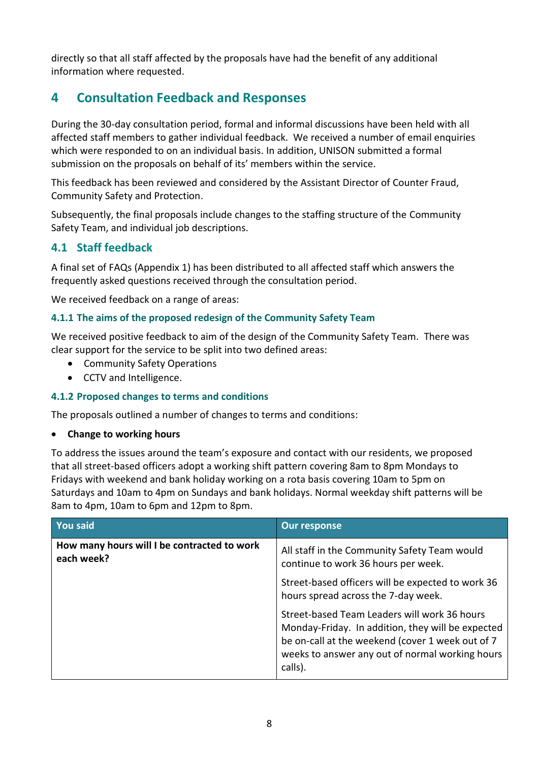directly so that all staff affected by the proposals have had the benefit of any additional information where requested.

# 4 Consultation Feedback and Responses

During the 30-day consultation period, formal and informal discussions have been held with all affected staff members to gather individual feedback. We received a number of email enquiries which were responded to on an individual basis. In addition, UNISON submitted a formal submission on the proposals on behalf of its' members within the service.

This feedback has been reviewed and considered by the Assistant Director of Counter Fraud, Community Safety and Protection.

Subsequently, the final proposals include changes to the staffing structure of the Community Safety Team, and individual job descriptions.

## 4.1 Staff feedback

A final set of FAQs (Appendix 1) has been distributed to all affected staff which answers the frequently asked questions received through the consultation period.

We received feedback on a range of areas:

### 4.1.1 The aims of the proposed redesign of the Community Safety Team

We received positive feedback to aim of the design of the Community Safety Team. There was clear support for the service to be split into two defined areas:

- Community Safety Operations
- CCTV and Intelligence.

### 4.1.2 Proposed changes to terms and conditions

The proposals outlined a number of changes to terms and conditions:

- **Change to working hours**

To address the issues around the team's exposure and contact with our residents, we proposed that all street-based officers adopt a working shift pattern covering 8am to 8pm Mondays to Fridays with weekend and bank holiday working on a rota basis covering 10am to 5pm on Saturdays and 10am to 4pm on Sundays and bank holidays. Normal weekday shift patterns will be 8am to 4pm, 10am to 6pm and 12pm to 8pm.

| You said | Our response |
|---|---|
| **How many hours will I be contracted to work each week?** | All staff in the Community Safety Team would continue to work 36 hours per week.<br><br>Street-based officers will be expected to work 36 hours spread across the 7-day week.<br><br>Street-based Team Leaders will work 36 hours Monday-Friday. In addition, they will be expected be on-call at the weekend (cover 1 week out of 7 weeks to answer any out of normal working hours calls). |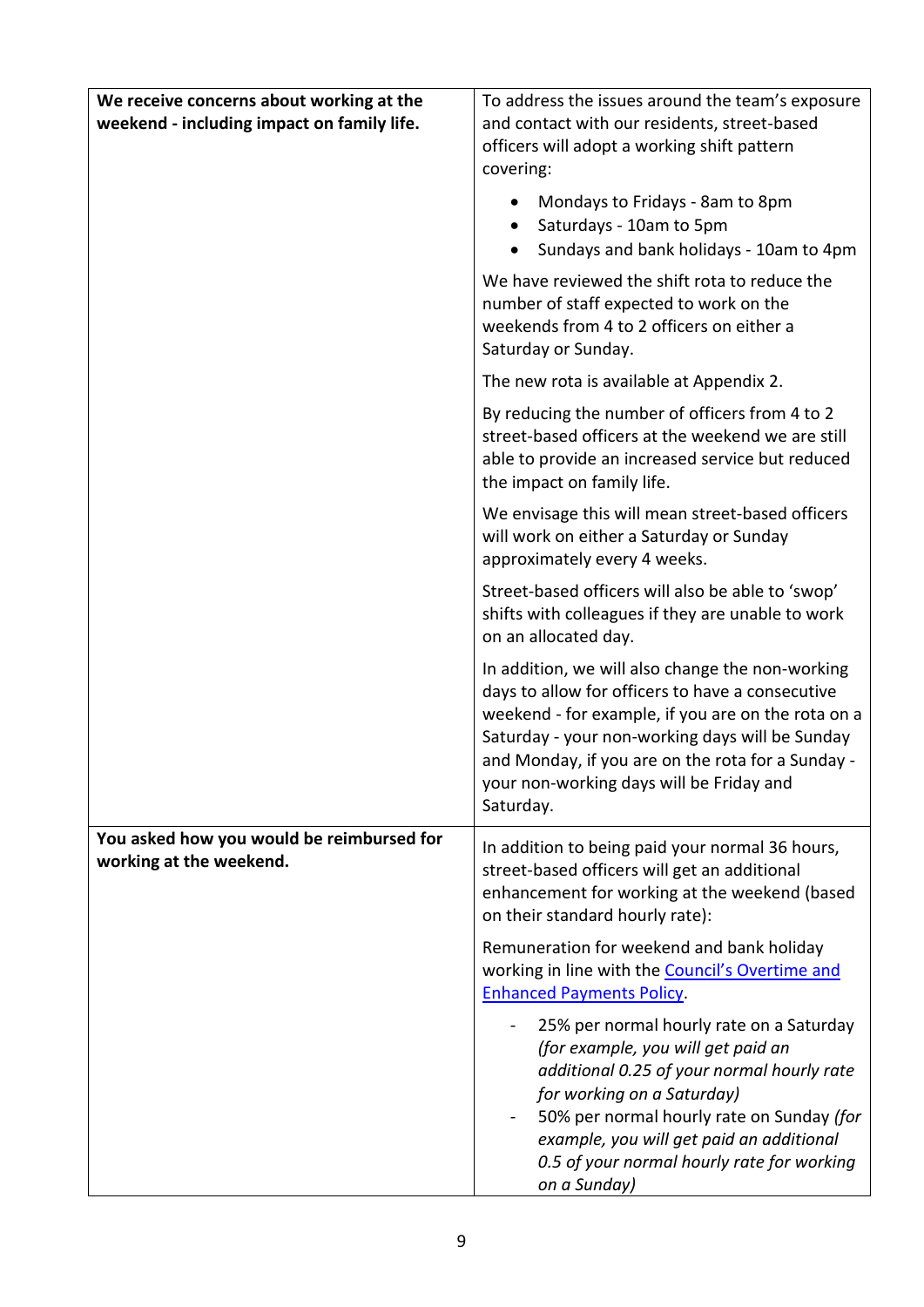| | |
|---|---|
| **We receive concerns about working at the weekend - including impact on family life.** | To address the issues around the team's exposure and contact with our residents, street-based officers will adopt a working shift pattern covering:<br><br>• Mondays to Fridays - 8am to 8pm<br>• Saturdays - 10am to 5pm<br>• Sundays and bank holidays - 10am to 4pm<br><br>We have reviewed the shift rota to reduce the number of staff expected to work on the weekends from 4 to 2 officers on either a Saturday or Sunday.<br><br>The new rota is available at Appendix 2.<br><br>By reducing the number of officers from 4 to 2 street-based officers at the weekend we are still able to provide an increased service but reduced the impact on family life.<br><br>We envisage this will mean street-based officers will work on either a Saturday or Sunday approximately every 4 weeks.<br><br>Street-based officers will also be able to 'swop' shifts with colleagues if they are unable to work on an allocated day.<br><br>In addition, we will also change the non-working days to allow for officers to have a consecutive weekend - for example, if you are on the rota on a Saturday - your non-working days will be Sunday and Monday, if you are on the rota for a Sunday - your non-working days will be Friday and Saturday. |
| **You asked how you would be reimbursed for working at the weekend.** | In addition to being paid your normal 36 hours, street-based officers will get an additional enhancement for working at the weekend (based on their standard hourly rate):<br><br>Remuneration for weekend and bank holiday working in line with the [Council's Overtime and Enhanced Payments Policy]().<br><br>- 25% per normal hourly rate on a Saturday *(for example, you will get paid an additional 0.25 of your normal hourly rate for working on a Saturday)*<br>- 50% per normal hourly rate on Sunday *(for example, you will get paid an additional 0.5 of your normal hourly rate for working on a Sunday)* |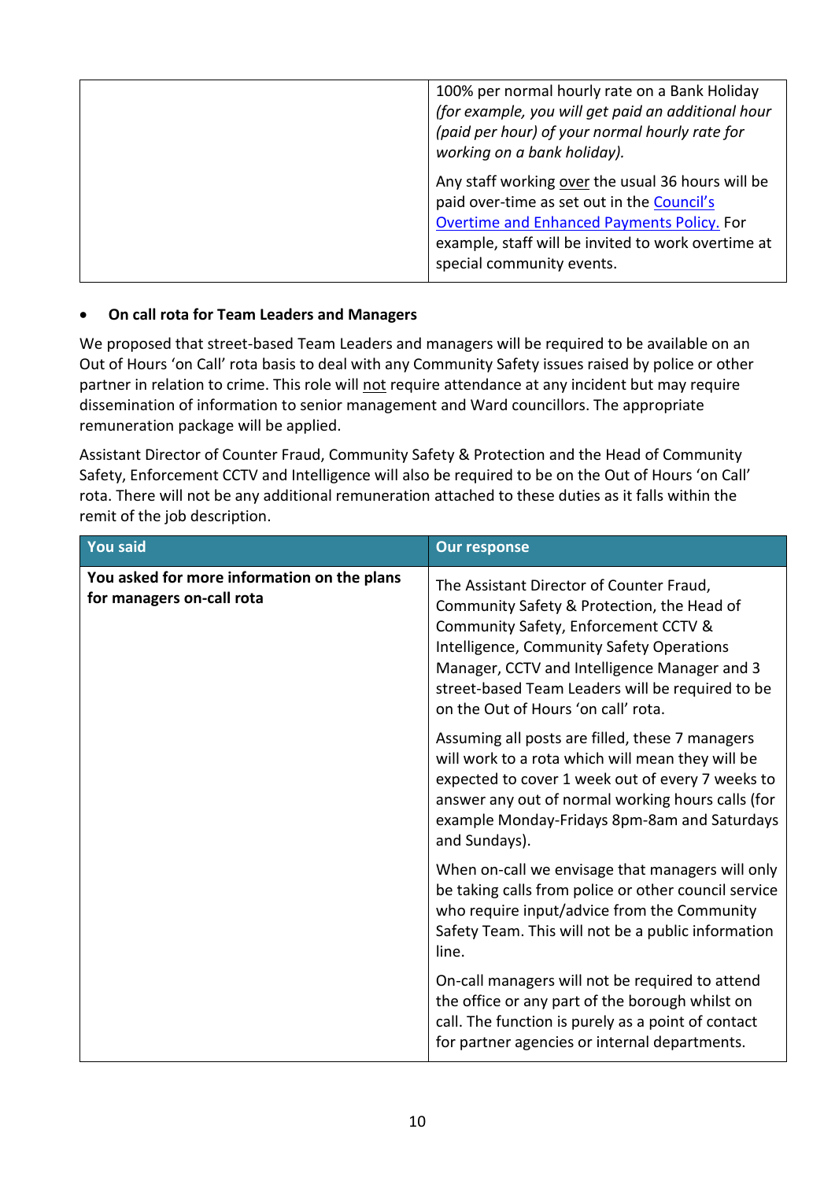| | |
|---|---|
| | 100% per normal hourly rate on a Bank Holiday *(for example, you will get paid an additional hour (paid per hour) of your normal hourly rate for working on a bank holiday).*<br><br>Any staff working <u>over</u> the usual 36 hours will be paid over-time as set out in the Council's Overtime and Enhanced Payments Policy. For example, staff will be invited to work overtime at special community events. |

- **On call rota for Team Leaders and Managers**

We proposed that street-based Team Leaders and managers will be required to be available on an Out of Hours 'on Call' rota basis to deal with any Community Safety issues raised by police or other partner in relation to crime. This role will <u>not</u> require attendance at any incident but may require dissemination of information to senior management and Ward councillors. The appropriate remuneration package will be applied.

Assistant Director of Counter Fraud, Community Safety & Protection and the Head of Community Safety, Enforcement CCTV and Intelligence will also be required to be on the Out of Hours 'on Call' rota. There will not be any additional remuneration attached to these duties as it falls within the remit of the job description.

| You said | Our response |
|---|---|
| **You asked for more information on the plans for managers on-call rota** | The Assistant Director of Counter Fraud, Community Safety & Protection, the Head of Community Safety, Enforcement CCTV & Intelligence, Community Safety Operations Manager, CCTV and Intelligence Manager and 3 street-based Team Leaders will be required to be on the Out of Hours 'on call' rota.<br><br>Assuming all posts are filled, these 7 managers will work to a rota which will mean they will be expected to cover 1 week out of every 7 weeks to answer any out of normal working hours calls (for example Monday-Fridays 8pm-8am and Saturdays and Sundays).<br><br>When on-call we envisage that managers will only be taking calls from police or other council service who require input/advice from the Community Safety Team. This will not be a public information line.<br><br>On-call managers will not be required to attend the office or any part of the borough whilst on call. The function is purely as a point of contact for partner agencies or internal departments. |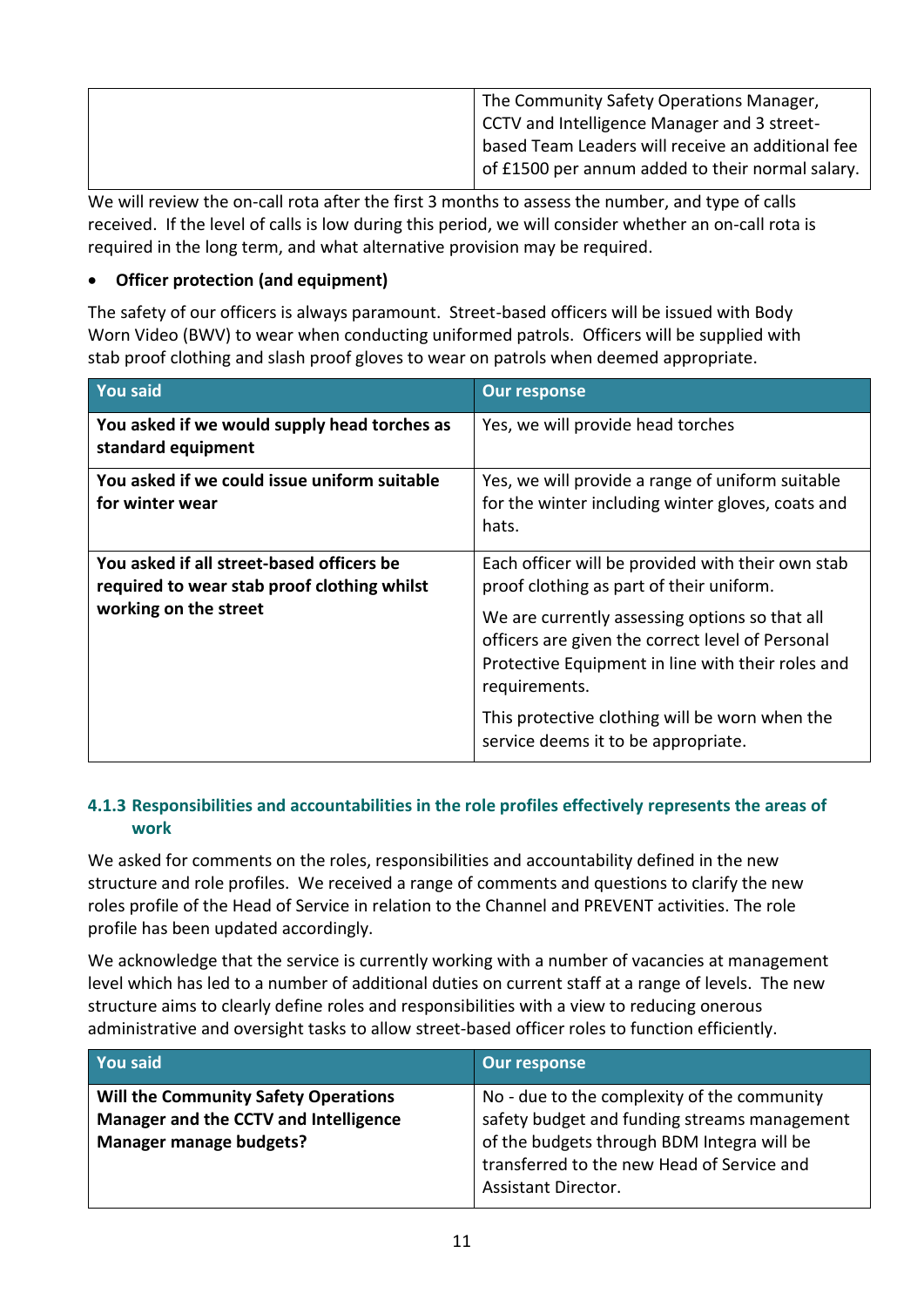| | |
|---|---|
| | The Community Safety Operations Manager, CCTV and Intelligence Manager and 3 street-based Team Leaders will receive an additional fee of £1500 per annum added to their normal salary. |

We will review the on-call rota after the first 3 months to assess the number, and type of calls received. If the level of calls is low during this period, we will consider whether an on-call rota is required in the long term, and what alternative provision may be required.

- **Officer protection (and equipment)**

The safety of our officers is always paramount. Street-based officers will be issued with Body Worn Video (BWV) to wear when conducting uniformed patrols. Officers will be supplied with stab proof clothing and slash proof gloves to wear on patrols when deemed appropriate.

| You said | Our response |
|---|---|
| **You asked if we would supply head torches as standard equipment** | Yes, we will provide head torches |
| **You asked if we could issue uniform suitable for winter wear** | Yes, we will provide a range of uniform suitable for the winter including winter gloves, coats and hats. |
| **You asked if all street-based officers be required to wear stab proof clothing whilst working on the street** | Each officer will be provided with their own stab proof clothing as part of their uniform. We are currently assessing options so that all officers are given the correct level of Personal Protective Equipment in line with their roles and requirements. This protective clothing will be worn when the service deems it to be appropriate. |

### 4.1.3 Responsibilities and accountabilities in the role profiles effectively represents the areas of work

We asked for comments on the roles, responsibilities and accountability defined in the new structure and role profiles. We received a range of comments and questions to clarify the new roles profile of the Head of Service in relation to the Channel and PREVENT activities. The role profile has been updated accordingly.

We acknowledge that the service is currently working with a number of vacancies at management level which has led to a number of additional duties on current staff at a range of levels. The new structure aims to clearly define roles and responsibilities with a view to reducing onerous administrative and oversight tasks to allow street-based officer roles to function efficiently.

| You said | Our response |
|---|---|
| **Will the Community Safety Operations Manager and the CCTV and Intelligence Manager manage budgets?** | No - due to the complexity of the community safety budget and funding streams management of the budgets through BDM Integra will be transferred to the new Head of Service and Assistant Director. |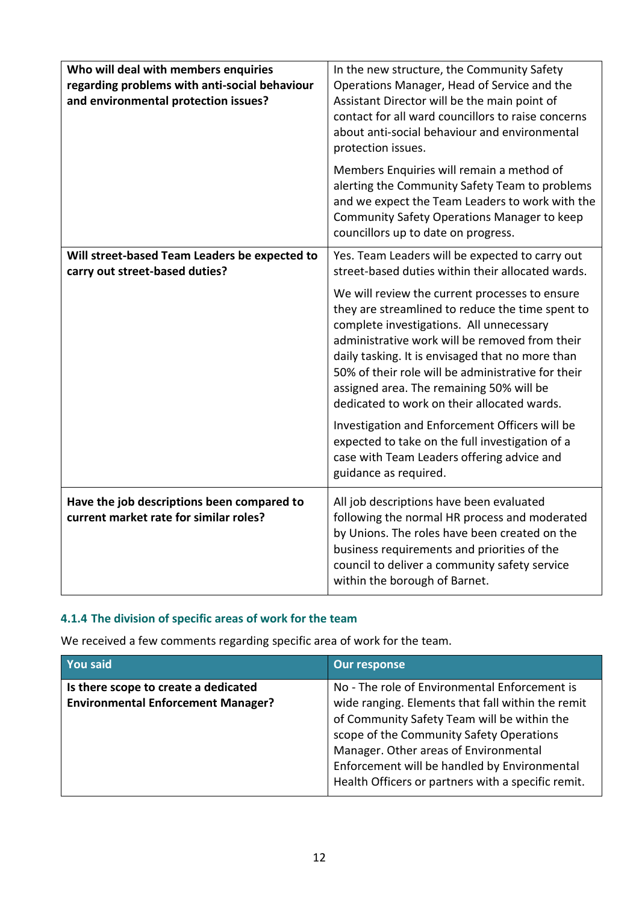| | |
|---|---|
| **Who will deal with members enquiries regarding problems with anti-social behaviour and environmental protection issues?** | In the new structure, the Community Safety Operations Manager, Head of Service and the Assistant Director will be the main point of contact for all ward councillors to raise concerns about anti-social behaviour and environmental protection issues.<br><br>Members Enquiries will remain a method of alerting the Community Safety Team to problems and we expect the Team Leaders to work with the Community Safety Operations Manager to keep councillors up to date on progress. |
| **Will street-based Team Leaders be expected to carry out street-based duties?** | Yes. Team Leaders will be expected to carry out street-based duties within their allocated wards.<br><br>We will review the current processes to ensure they are streamlined to reduce the time spent to complete investigations. All unnecessary administrative work will be removed from their daily tasking. It is envisaged that no more than 50% of their role will be administrative for their assigned area. The remaining 50% will be dedicated to work on their allocated wards.<br><br>Investigation and Enforcement Officers will be expected to take on the full investigation of a case with Team Leaders offering advice and guidance as required. |
| **Have the job descriptions been compared to current market rate for similar roles?** | All job descriptions have been evaluated following the normal HR process and moderated by Unions. The roles have been created on the business requirements and priorities of the council to deliver a community safety service within the borough of Barnet. |

### 4.1.4 The division of specific areas of work for the team

We received a few comments regarding specific area of work for the team.

| You said | Our response |
|---|---|
| **Is there scope to create a dedicated Environmental Enforcement Manager?** | No - The role of Environmental Enforcement is wide ranging. Elements that fall within the remit of Community Safety Team will be within the scope of the Community Safety Operations Manager. Other areas of Environmental Enforcement will be handled by Environmental Health Officers or partners with a specific remit. |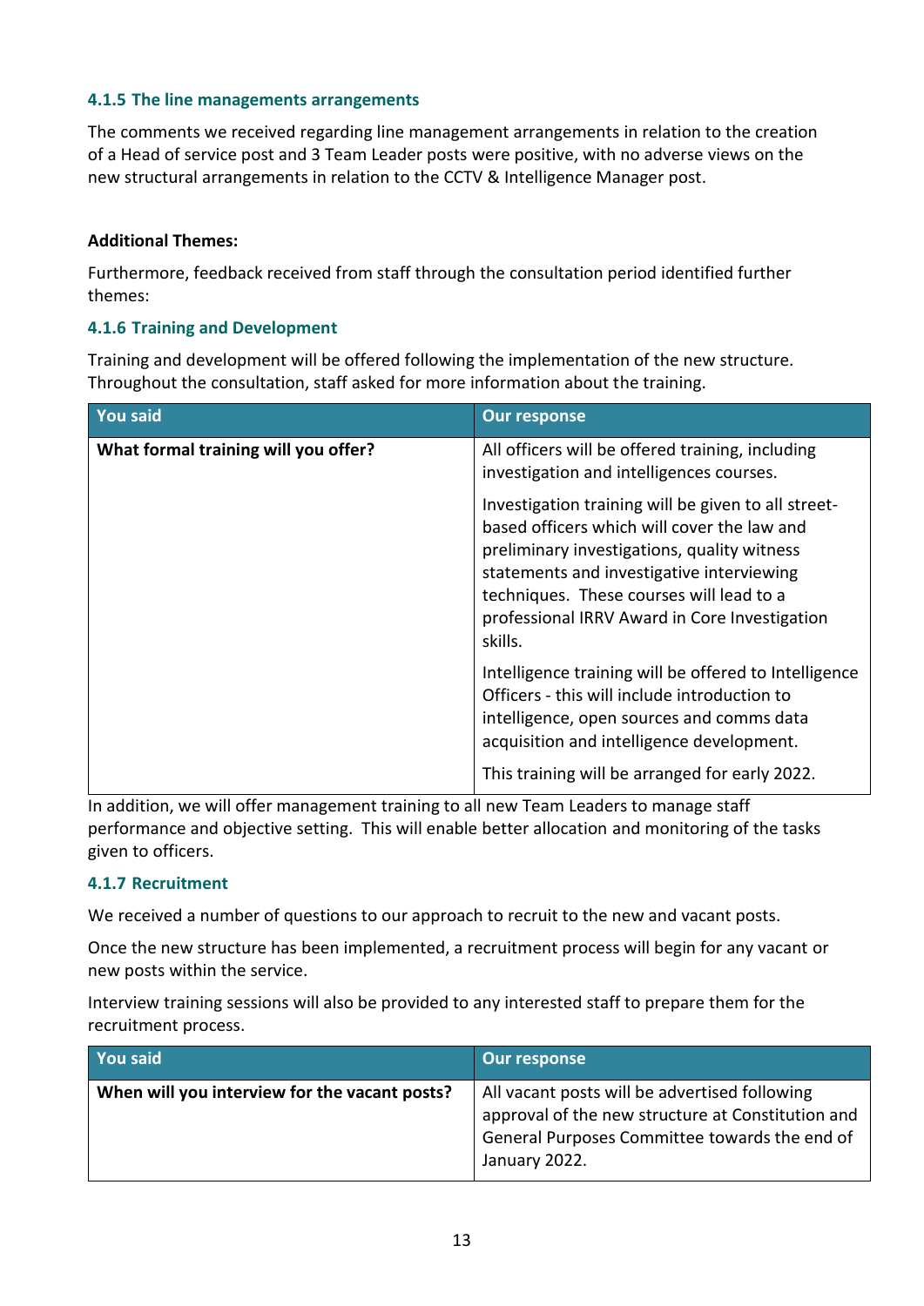#### 4.1.5 The line managements arrangements

The comments we received regarding line management arrangements in relation to the creation of a Head of service post and 3 Team Leader posts were positive, with no adverse views on the new structural arrangements in relation to the CCTV & Intelligence Manager post.

**Additional Themes:**

Furthermore, feedback received from staff through the consultation period identified further themes:

#### 4.1.6 Training and Development

Training and development will be offered following the implementation of the new structure. Throughout the consultation, staff asked for more information about the training.

| You said | Our response |
|---|---|
| **What formal training will you offer?** | All officers will be offered training, including investigation and intelligences courses.<br><br>Investigation training will be given to all street-based officers which will cover the law and preliminary investigations, quality witness statements and investigative interviewing techniques. These courses will lead to a professional IRRV Award in Core Investigation skills.<br><br>Intelligence training will be offered to Intelligence Officers - this will include introduction to intelligence, open sources and comms data acquisition and intelligence development.<br><br>This training will be arranged for early 2022. |

In addition, we will offer management training to all new Team Leaders to manage staff performance and objective setting. This will enable better allocation and monitoring of the tasks given to officers.

#### 4.1.7 Recruitment

We received a number of questions to our approach to recruit to the new and vacant posts.

Once the new structure has been implemented, a recruitment process will begin for any vacant or new posts within the service.

Interview training sessions will also be provided to any interested staff to prepare them for the recruitment process.

| You said | Our response |
|---|---|
| **When will you interview for the vacant posts?** | All vacant posts will be advertised following approval of the new structure at Constitution and General Purposes Committee towards the end of January 2022. |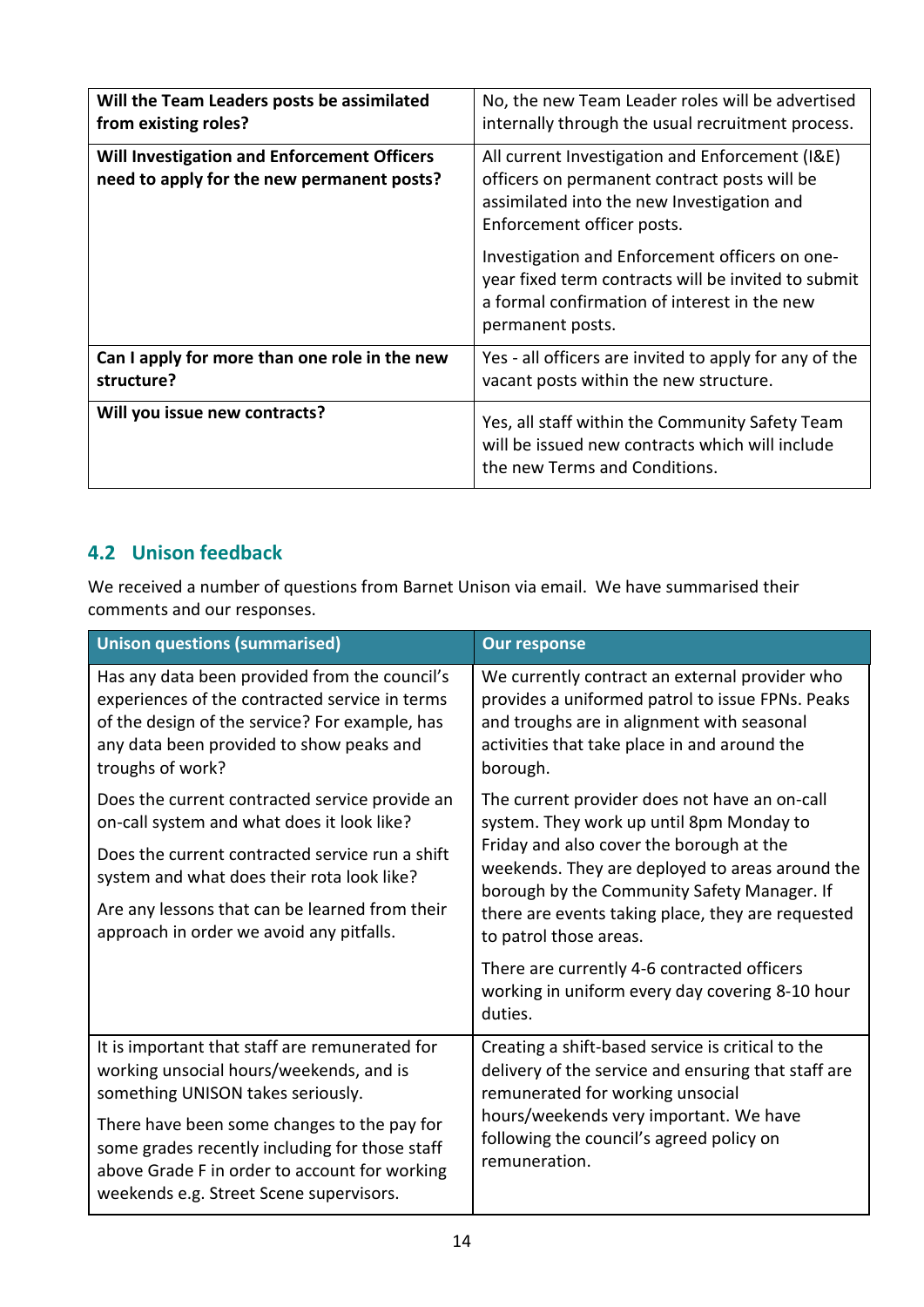| Will the Team Leaders posts be assimilated from existing roles? | No, the new Team Leader roles will be advertised internally through the usual recruitment process. |
| --- | --- |
| **Will Investigation and Enforcement Officers need to apply for the new permanent posts?** | All current Investigation and Enforcement (I&E) officers on permanent contract posts will be assimilated into the new Investigation and Enforcement officer posts.<br><br>Investigation and Enforcement officers on one-year fixed term contracts will be invited to submit a formal confirmation of interest in the new permanent posts. |
| **Can I apply for more than one role in the new structure?** | Yes - all officers are invited to apply for any of the vacant posts within the new structure. |
| **Will you issue new contracts?** | Yes, all staff within the Community Safety Team will be issued new contracts which will include the new Terms and Conditions. |

## 4.2 Unison feedback

We received a number of questions from Barnet Unison via email. We have summarised their comments and our responses.

| Unison questions (summarised) | Our response |
| --- | --- |
| Has any data been provided from the council's experiences of the contracted service in terms of the design of the service? For example, has any data been provided to show peaks and troughs of work? | We currently contract an external provider who provides a uniformed patrol to issue FPNs. Peaks and troughs are in alignment with seasonal activities that take place in and around the borough. |
| Does the current contracted service provide an on-call system and what does it look like?<br><br>Does the current contracted service run a shift system and what does their rota look like?<br><br>Are any lessons that can be learned from their approach in order we avoid any pitfalls. | The current provider does not have an on-call system. They work up until 8pm Monday to Friday and also cover the borough at the weekends. They are deployed to areas around the borough by the Community Safety Manager. If there are events taking place, they are requested to patrol those areas.<br><br>There are currently 4-6 contracted officers working in uniform every day covering 8-10 hour duties. |
| It is important that staff are remunerated for working unsocial hours/weekends, and is something UNISON takes seriously.<br><br>There have been some changes to the pay for some grades recently including for those staff above Grade F in order to account for working weekends e.g. Street Scene supervisors. | Creating a shift-based service is critical to the delivery of the service and ensuring that staff are remunerated for working unsocial hours/weekends very important. We have following the council's agreed policy on remuneration. |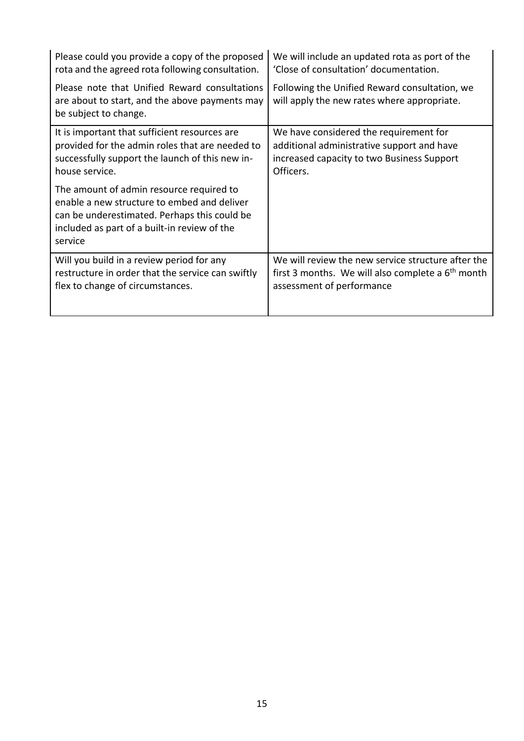| | |
|---|---|
| Please could you provide a copy of the proposed rota and the agreed rota following consultation.<br><br>Please note that Unified Reward consultations are about to start, and the above payments may be subject to change. | We will include an updated rota as port of the 'Close of consultation' documentation.<br><br>Following the Unified Reward consultation, we will apply the new rates where appropriate. |
| It is important that sufficient resources are provided for the admin roles that are needed to successfully support the launch of this new in-house service.<br><br>The amount of admin resource required to enable a new structure to embed and deliver can be underestimated. Perhaps this could be included as part of a built-in review of the service | We have considered the requirement for additional administrative support and have increased capacity to two Business Support Officers. |
| Will you build in a review period for any restructure in order that the service can swiftly flex to change of circumstances. | We will review the new service structure after the first 3 months. We will also complete a 6th month assessment of performance |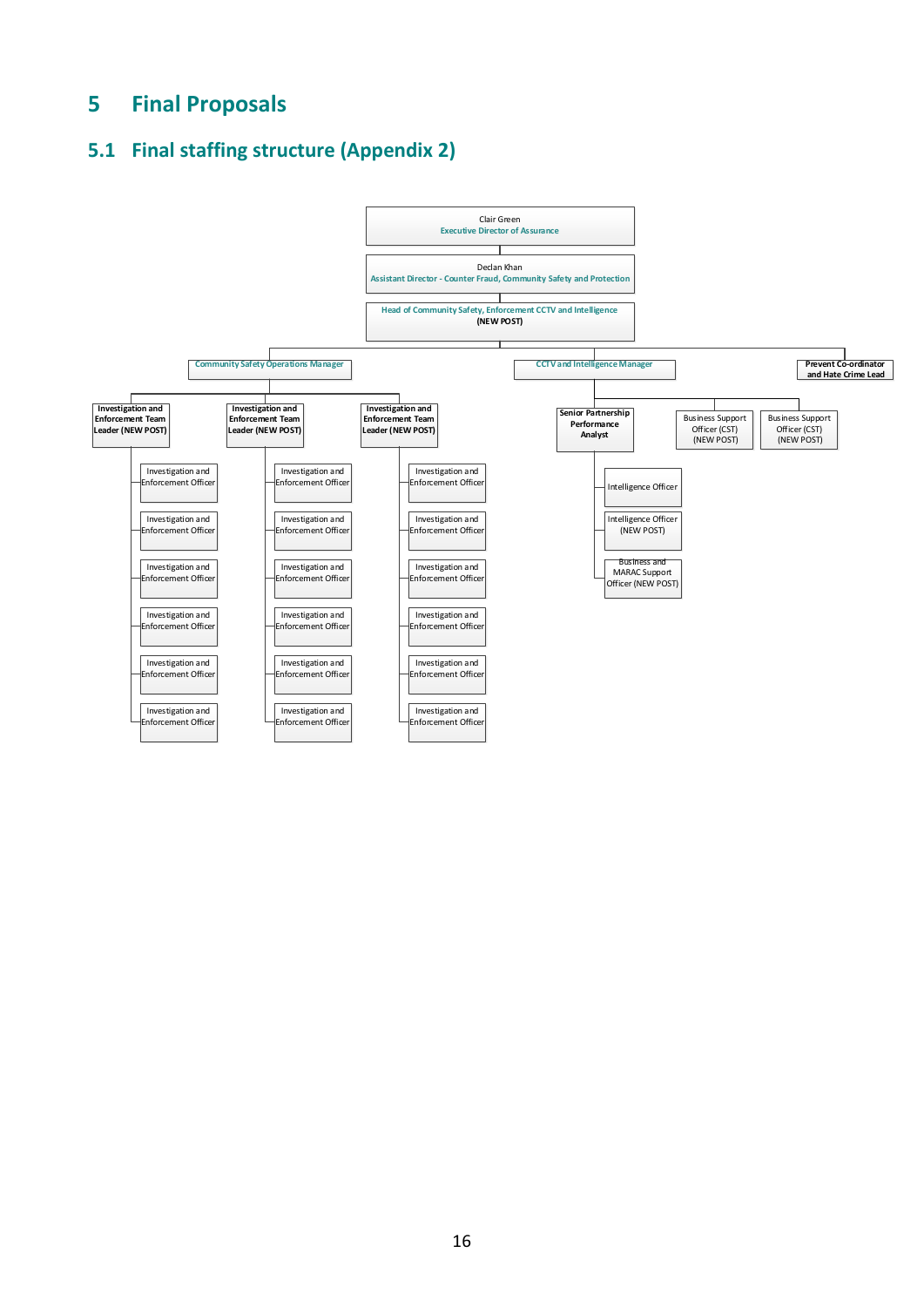# 5 Final Proposals

## 5.1 Final staffing structure (Appendix 2)

- Clair Green – Executive Director of Assurance
  - Declan Khan – Assistant Director - Counter Fraud, Community Safety and Protection
    - Head of Community Safety, Enforcement CCTV and Intelligence (NEW POST)
      - Community Safety Operations Manager
        - Investigation and Enforcement Team Leader (NEW POST)
          - Investigation and Enforcement Officer
          - Investigation and Enforcement Officer
          - Investigation and Enforcement Officer
          - Investigation and Enforcement Officer
          - Investigation and Enforcement Officer
          - Investigation and Enforcement Officer
        - Investigation and Enforcement Team Leader (NEW POST)
          - Investigation and Enforcement Officer
          - Investigation and Enforcement Officer
          - Investigation and Enforcement Officer
          - Investigation and Enforcement Officer
          - Investigation and Enforcement Officer
          - Investigation and Enforcement Officer
        - Investigation and Enforcement Team Leader (NEW POST)
          - Investigation and Enforcement Officer
          - Investigation and Enforcement Officer
          - Investigation and Enforcement Officer
          - Investigation and Enforcement Officer
          - Investigation and Enforcement Officer
          - Investigation and Enforcement Officer
      - CCTV and Intelligence Manager
        - Senior Partnership Performance Analyst
          - Intelligence Officer
          - Intelligence Officer (NEW POST)
          - Business and MARAC Support Officer (NEW POST)
        - Business Support Officer (CST) (NEW POST)
        - Business Support Officer (CST) (NEW POST)
      - Prevent Co-ordinator and Hate Crime Lead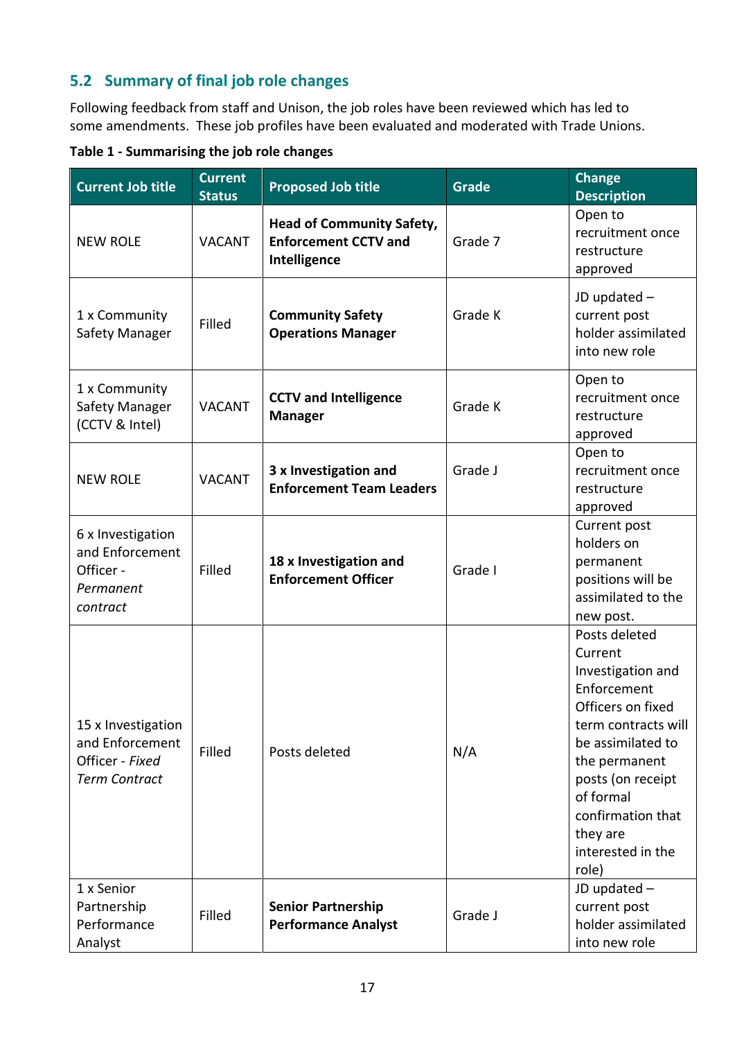## 5.2 Summary of final job role changes

Following feedback from staff and Unison, the job roles have been reviewed which has led to some amendments. These job profiles have been evaluated and moderated with Trade Unions.

**Table 1 - Summarising the job role changes**

| Current Job title | Current Status | Proposed Job title | Grade | Change Description |
|---|---|---|---|---|
| NEW ROLE | VACANT | **Head of Community Safety, Enforcement CCTV and Intelligence** | Grade 7 | Open to recruitment once restructure approved |
| 1 x Community Safety Manager | Filled | **Community Safety Operations Manager** | Grade K | JD updated – current post holder assimilated into new role |
| 1 x Community Safety Manager (CCTV & Intel) | VACANT | **CCTV and Intelligence Manager** | Grade K | Open to recruitment once restructure approved |
| NEW ROLE | VACANT | **3 x Investigation and Enforcement Team Leaders** | Grade J | Open to recruitment once restructure approved |
| 6 x Investigation and Enforcement Officer - *Permanent contract* | Filled | **18 x Investigation and Enforcement Officer** | Grade I | Current post holders on permanent positions will be assimilated to the new post. |
| 15 x Investigation and Enforcement Officer - *Fixed Term Contract* | Filled | Posts deleted | N/A | Posts deleted Current Investigation and Enforcement Officers on fixed term contracts will be assimilated to the permanent posts (on receipt of formal confirmation that they are interested in the role) |
| 1 x Senior Partnership Performance Analyst | Filled | **Senior Partnership Performance Analyst** | Grade J | JD updated – current post holder assimilated into new role |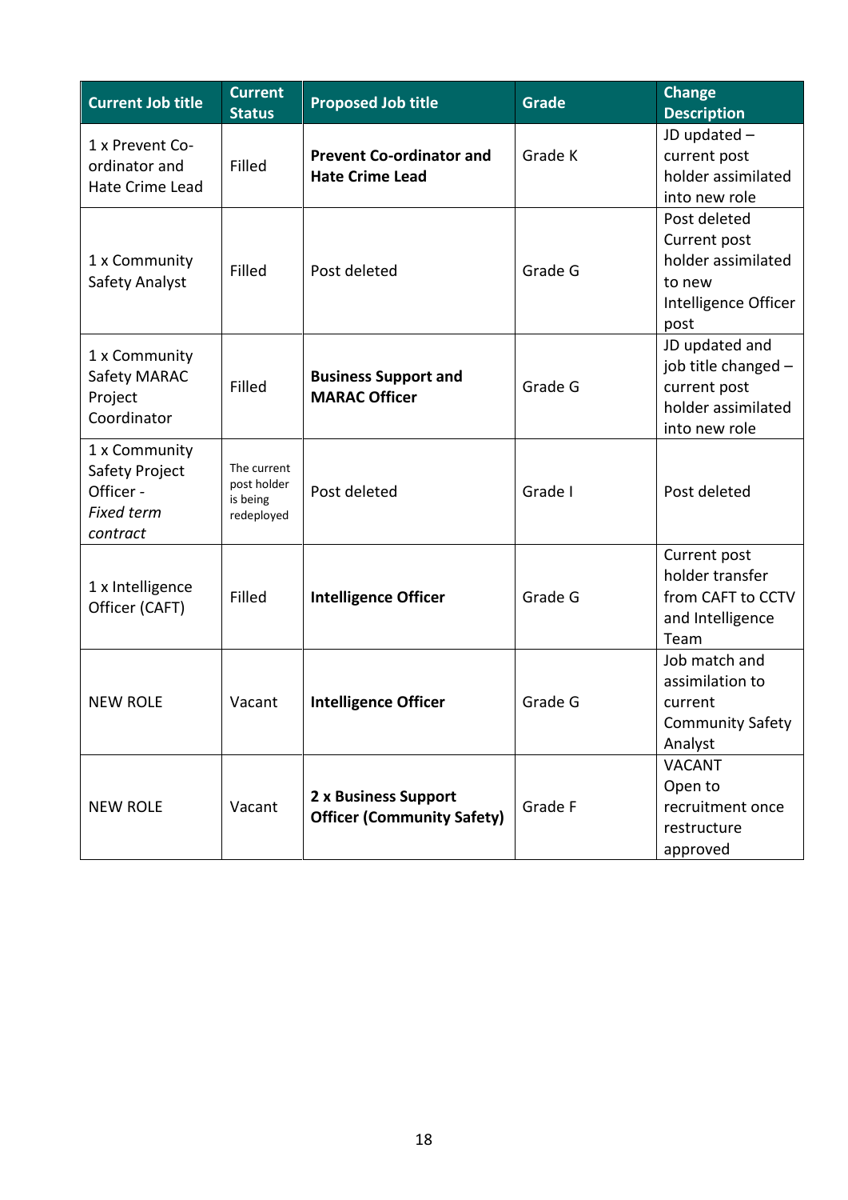| Current Job title | Current Status | Proposed Job title | Grade | Change Description |
|---|---|---|---|---|
| 1 x Prevent Co-ordinator and Hate Crime Lead | Filled | **Prevent Co-ordinator and Hate Crime Lead** | Grade K | JD updated – current post holder assimilated into new role |
| 1 x Community Safety Analyst | Filled | Post deleted | Grade G | Post deleted Current post holder assimilated to new Intelligence Officer post |
| 1 x Community Safety MARAC Project Coordinator | Filled | **Business Support and MARAC Officer** | Grade G | JD updated and job title changed – current post holder assimilated into new role |
| 1 x Community Safety Project Officer - *Fixed term contract* | The current post holder is being redeployed | Post deleted | Grade I | Post deleted |
| 1 x Intelligence Officer (CAFT) | Filled | **Intelligence Officer** | Grade G | Current post holder transfer from CAFT to CCTV and Intelligence Team |
| NEW ROLE | Vacant | **Intelligence Officer** | Grade G | Job match and assimilation to current Community Safety Analyst |
| NEW ROLE | Vacant | **2 x Business Support Officer (Community Safety)** | Grade F | VACANT Open to recruitment once restructure approved |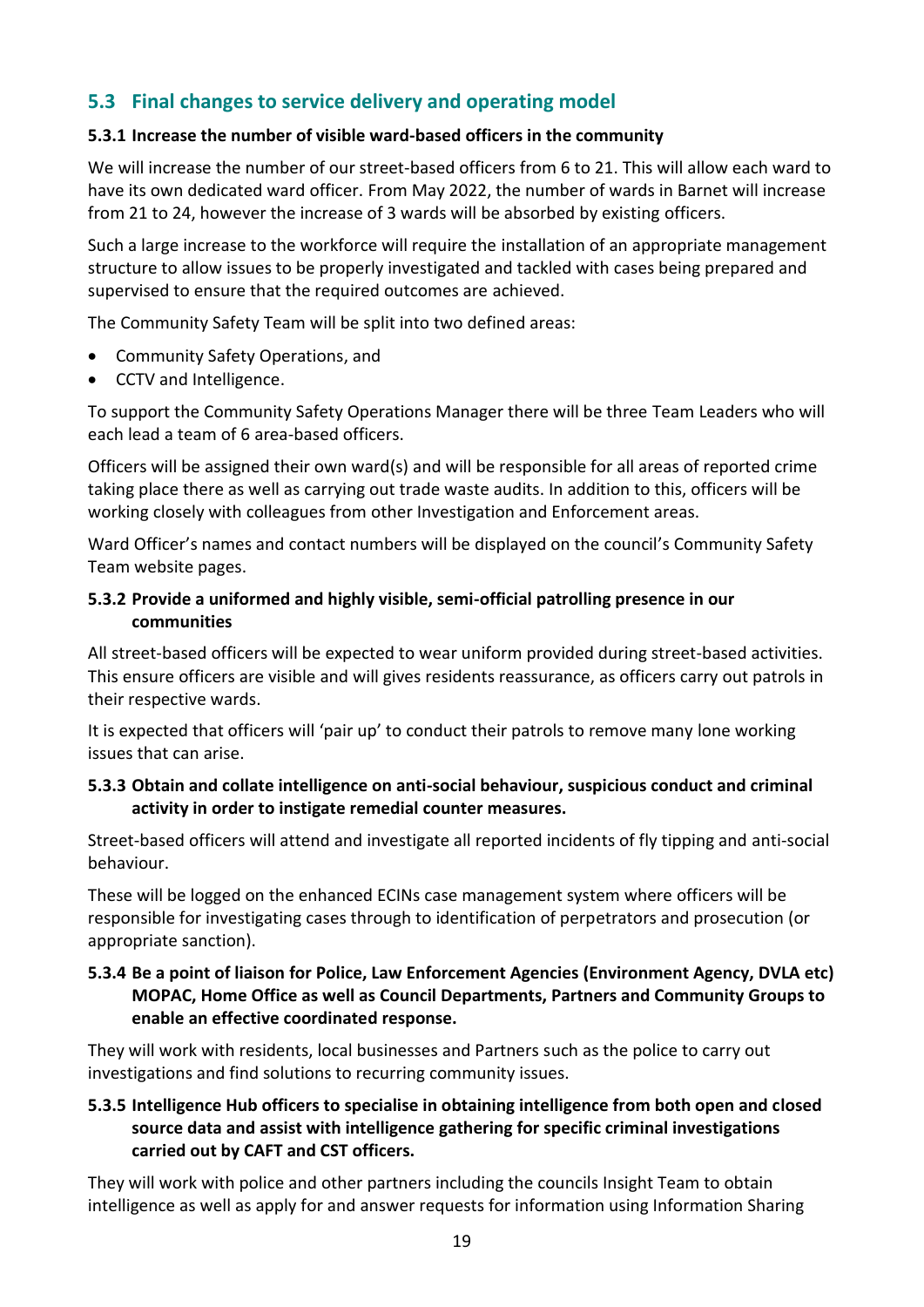## 5.3 Final changes to service delivery and operating model

### 5.3.1 Increase the number of visible ward-based officers in the community

We will increase the number of our street-based officers from 6 to 21. This will allow each ward to have its own dedicated ward officer. From May 2022, the number of wards in Barnet will increase from 21 to 24, however the increase of 3 wards will be absorbed by existing officers.

Such a large increase to the workforce will require the installation of an appropriate management structure to allow issues to be properly investigated and tackled with cases being prepared and supervised to ensure that the required outcomes are achieved.

The Community Safety Team will be split into two defined areas:

- Community Safety Operations, and
- CCTV and Intelligence.

To support the Community Safety Operations Manager there will be three Team Leaders who will each lead a team of 6 area-based officers.

Officers will be assigned their own ward(s) and will be responsible for all areas of reported crime taking place there as well as carrying out trade waste audits. In addition to this, officers will be working closely with colleagues from other Investigation and Enforcement areas.

Ward Officer's names and contact numbers will be displayed on the council's Community Safety Team website pages.

### 5.3.2 Provide a uniformed and highly visible, semi-official patrolling presence in our communities

All street-based officers will be expected to wear uniform provided during street-based activities. This ensure officers are visible and will gives residents reassurance, as officers carry out patrols in their respective wards.

It is expected that officers will 'pair up' to conduct their patrols to remove many lone working issues that can arise.

### 5.3.3 Obtain and collate intelligence on anti-social behaviour, suspicious conduct and criminal activity in order to instigate remedial counter measures.

Street-based officers will attend and investigate all reported incidents of fly tipping and anti-social behaviour.

These will be logged on the enhanced ECINs case management system where officers will be responsible for investigating cases through to identification of perpetrators and prosecution (or appropriate sanction).

### 5.3.4 Be a point of liaison for Police, Law Enforcement Agencies (Environment Agency, DVLA etc) MOPAC, Home Office as well as Council Departments, Partners and Community Groups to enable an effective coordinated response.

They will work with residents, local businesses and Partners such as the police to carry out investigations and find solutions to recurring community issues.

### 5.3.5 Intelligence Hub officers to specialise in obtaining intelligence from both open and closed source data and assist with intelligence gathering for specific criminal investigations carried out by CAFT and CST officers.

They will work with police and other partners including the councils Insight Team to obtain intelligence as well as apply for and answer requests for information using Information Sharing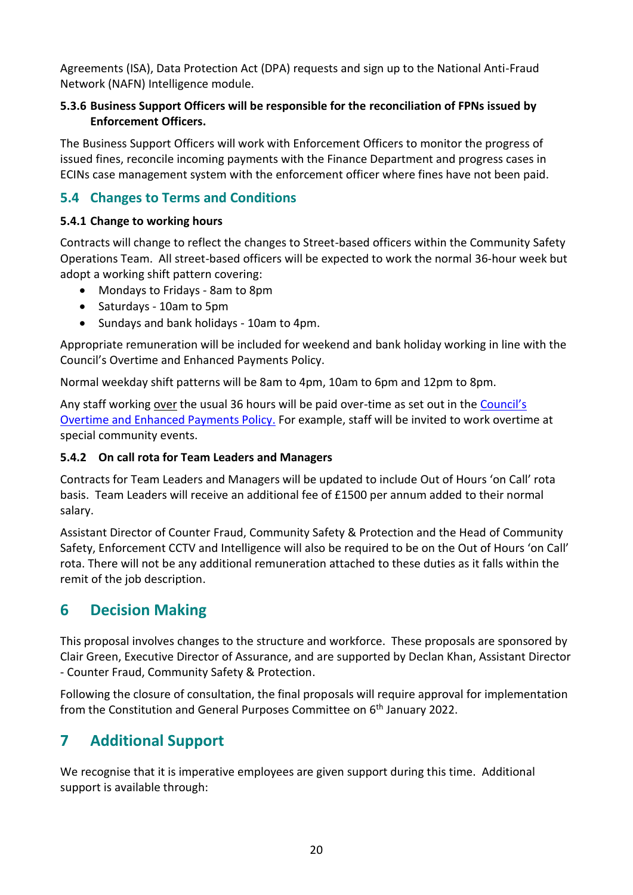Agreements (ISA), Data Protection Act (DPA) requests and sign up to the National Anti-Fraud Network (NAFN) Intelligence module.

#### 5.3.6 Business Support Officers will be responsible for the reconciliation of FPNs issued by Enforcement Officers.

The Business Support Officers will work with Enforcement Officers to monitor the progress of issued fines, reconcile incoming payments with the Finance Department and progress cases in ECINs case management system with the enforcement officer where fines have not been paid.

### 5.4 Changes to Terms and Conditions

#### 5.4.1 Change to working hours

Contracts will change to reflect the changes to Street-based officers within the Community Safety Operations Team. All street-based officers will be expected to work the normal 36-hour week but adopt a working shift pattern covering:

- Mondays to Fridays - 8am to 8pm
- Saturdays - 10am to 5pm
- Sundays and bank holidays - 10am to 4pm.

Appropriate remuneration will be included for weekend and bank holiday working in line with the Council's Overtime and Enhanced Payments Policy.

Normal weekday shift patterns will be 8am to 4pm, 10am to 6pm and 12pm to 8pm.

Any staff working over the usual 36 hours will be paid over-time as set out in the Council's Overtime and Enhanced Payments Policy. For example, staff will be invited to work overtime at special community events.

#### 5.4.2 On call rota for Team Leaders and Managers

Contracts for Team Leaders and Managers will be updated to include Out of Hours 'on Call' rota basis. Team Leaders will receive an additional fee of £1500 per annum added to their normal salary.

Assistant Director of Counter Fraud, Community Safety & Protection and the Head of Community Safety, Enforcement CCTV and Intelligence will also be required to be on the Out of Hours 'on Call' rota. There will not be any additional remuneration attached to these duties as it falls within the remit of the job description.

## 6 Decision Making

This proposal involves changes to the structure and workforce. These proposals are sponsored by Clair Green, Executive Director of Assurance, and are supported by Declan Khan, Assistant Director - Counter Fraud, Community Safety & Protection.

Following the closure of consultation, the final proposals will require approval for implementation from the Constitution and General Purposes Committee on 6th January 2022.

## 7 Additional Support

We recognise that it is imperative employees are given support during this time. Additional support is available through: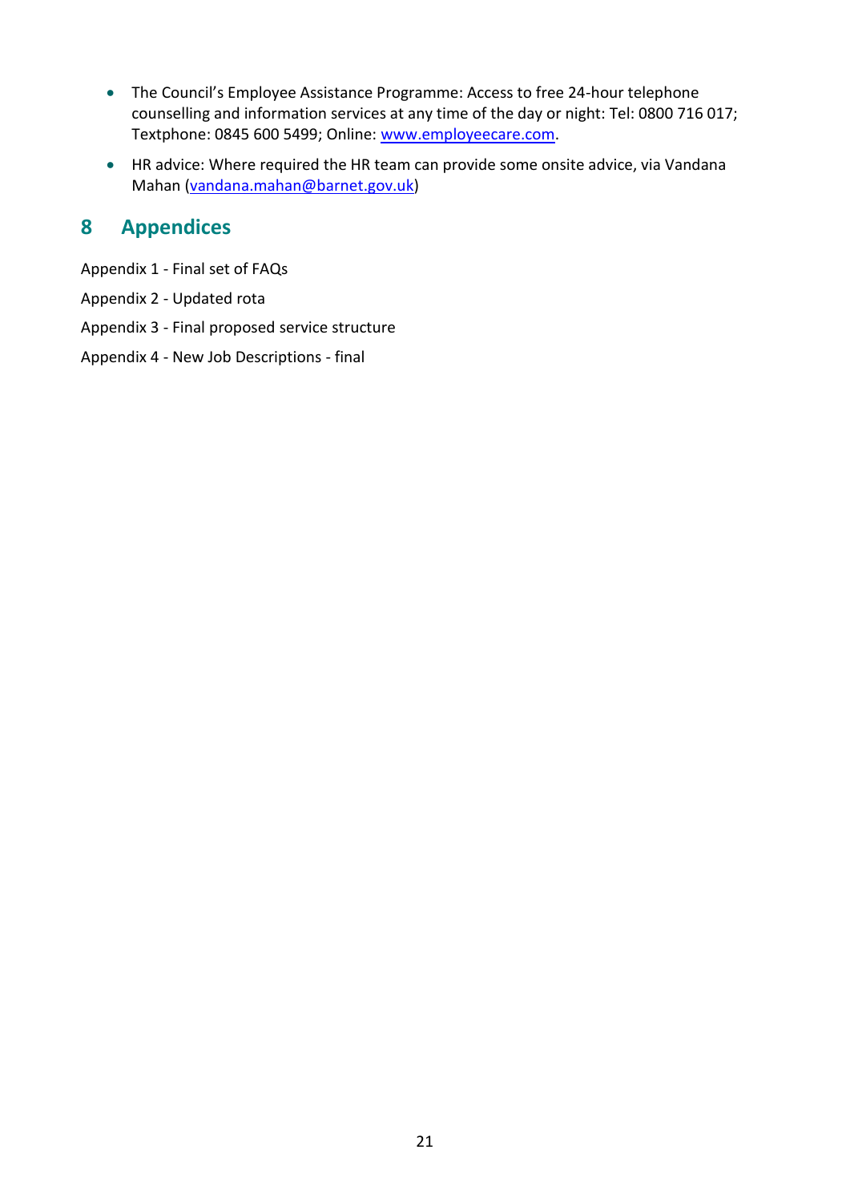- The Council's Employee Assistance Programme: Access to free 24-hour telephone counselling and information services at any time of the day or night: Tel: 0800 716 017; Textphone: 0845 600 5499; Online: www.employeecare.com.
- HR advice: Where required the HR team can provide some onsite advice, via Vandana Mahan (vandana.mahan@barnet.gov.uk)

## 8 Appendices

Appendix 1 - Final set of FAQs

Appendix 2 - Updated rota

Appendix 3 - Final proposed service structure

Appendix 4 - New Job Descriptions - final